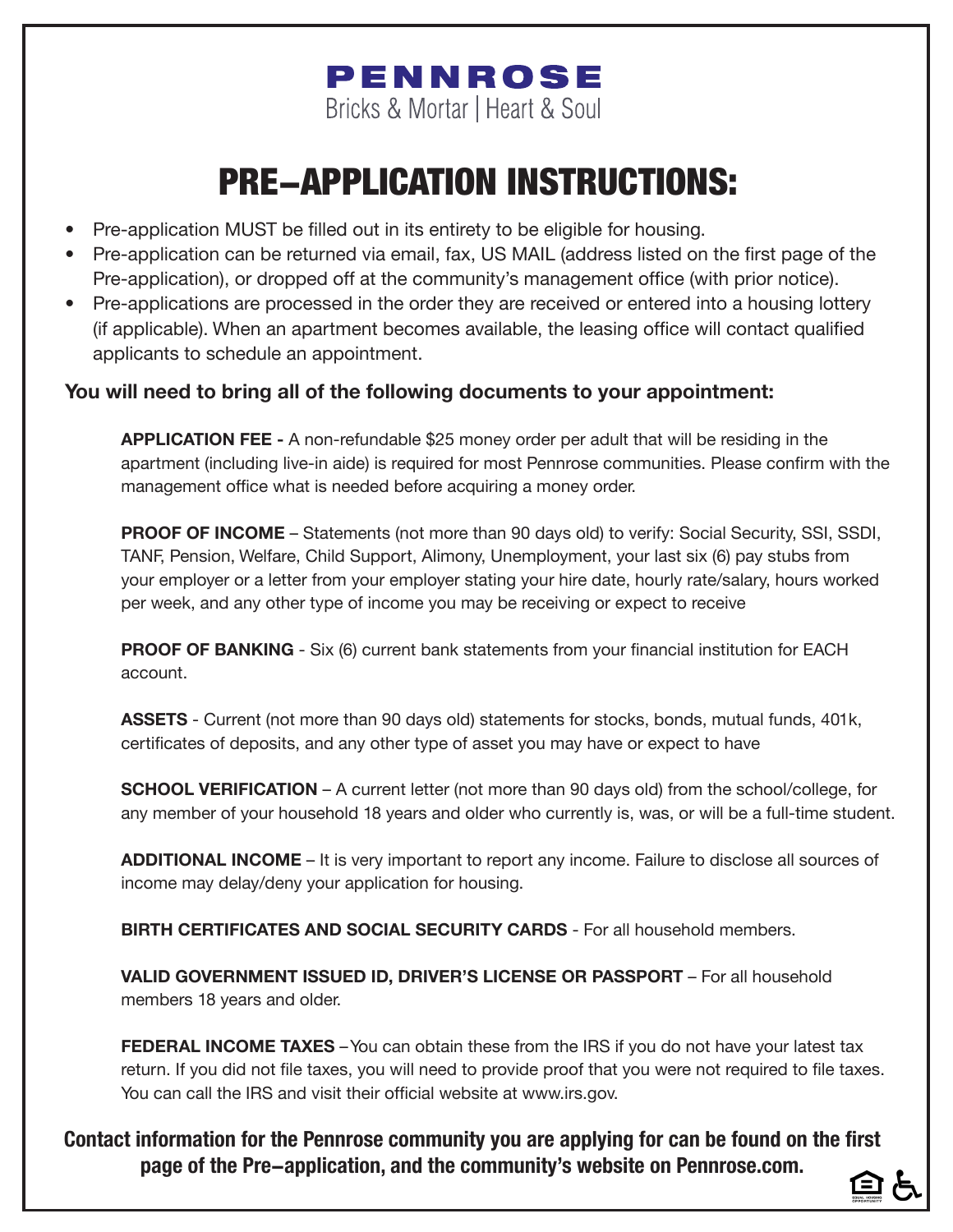**PENNROSE**
Bricks & Mortar | Heart & Soul

# PRE–APPLICATION INSTRUCTIONS:

- Pre-application MUST be filled out in its entirety to be eligible for housing.
- Pre-application can be returned via email, fax, US MAIL (address listed on the first page of the Pre-application), or dropped off at the community's management office (with prior notice).
- Pre-applications are processed in the order they are received or entered into a housing lottery (if applicable). When an apartment becomes available, the leasing office will contact qualified applicants to schedule an appointment.

### You will need to bring all of the following documents to your appointment:

**APPLICATION FEE -** A non-refundable $25 money order per adult that will be residing in the apartment (including live-in aide) is required for most Pennrose communities. Please confirm with the management office what is needed before acquiring a money order.

**PROOF OF INCOME** – Statements (not more than 90 days old) to verify: Social Security, SSI, SSDI, TANF, Pension, Welfare, Child Support, Alimony, Unemployment, your last six (6) pay stubs from your employer or a letter from your employer stating your hire date, hourly rate/salary, hours worked per week, and any other type of income you may be receiving or expect to receive

**PROOF OF BANKING** - Six (6) current bank statements from your financial institution for EACH account.

**ASSETS** - Current (not more than 90 days old) statements for stocks, bonds, mutual funds, 401k, certificates of deposits, and any other type of asset you may have or expect to have

**SCHOOL VERIFICATION** – A current letter (not more than 90 days old) from the school/college, for any member of your household 18 years and older who currently is, was, or will be a full-time student.

**ADDITIONAL INCOME** – It is very important to report any income. Failure to disclose all sources of income may delay/deny your application for housing.

**BIRTH CERTIFICATES AND SOCIAL SECURITY CARDS** - For all household members.

**VALID GOVERNMENT ISSUED ID, DRIVER'S LICENSE OR PASSPORT** – For all household members 18 years and older.

**FEDERAL INCOME TAXES** –You can obtain these from the IRS if you do not have your latest tax return. If you did not file taxes, you will need to provide proof that you were not required to file taxes. You can call the IRS and visit their official website at www.irs.gov.

**Contact information for the Pennrose community you are applying for can be found on the first page of the Pre–application, and the community's website on Pennrose.com.**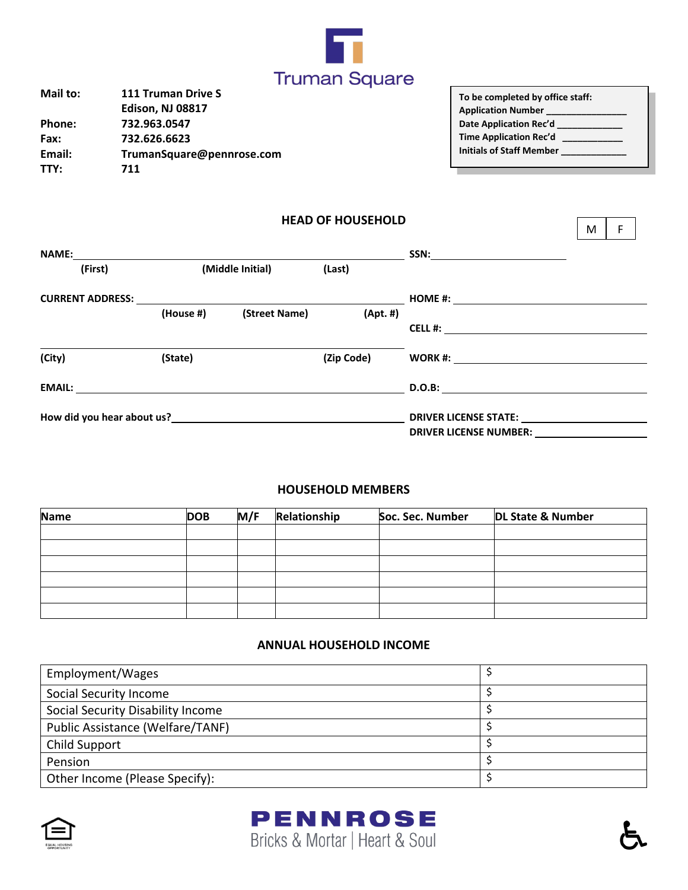# Truman Square

| | |
|---|---|
| **Mail to:** | **111 Truman Drive S** |
| | **Edison, NJ 08817** |
| **Phone:** | **732.963.0547** |
| **Fax:** | **732.626.6623** |
| **Email:** | **TrumanSquare@pennrose.com** |
| **TTY:** | **711** |

**To be completed by office staff:**
**Application Number** _______________
**Date Application Rec'd** ____________
**Time Application Rec'd** ____________
**Initials of Staff Member** ____________

## HEAD OF HOUSEHOLD

| M | F |
|---|---|

**NAME:** ______________________________________________________
**(First)** **(Middle Initial)** **(Last)**

**SSN:** ____________________

**CURRENT ADDRESS:** ______________________________________________
**(House #)** **(Street Name)** **(Apt. #)**

______________________________________________________
**(City)** **(State)** **(Zip Code)**

**HOME #:** ____________________

**CELL #:** ____________________

**WORK #:** ____________________

**EMAIL:** ______________________________________________________

**D.O.B:** ____________________

**How did you hear about us?**______________________________________

**DRIVER LICENSE STATE:** ____________________
**DRIVER LICENSE NUMBER:** ____________________

## HOUSEHOLD MEMBERS

| Name | DOB | M/F | Relationship | Soc. Sec. Number | DL State & Number |
|---|---|---|---|---|---|
| | | | | | |
| | | | | | |
| | | | | | |
| | | | | | |
| | | | | | |
| | | | | | |

## ANNUAL HOUSEHOLD INCOME

| | |
|---|---|
| Employment/Wages | $ |
| Social Security Income | $ |
| Social Security Disability Income | $ |
| Public Assistance (Welfare/TANF) | $ |
| Child Support | $ |
| Pension | $ |
| Other Income (Please Specify): | $ |

EQUAL HOUSING OPPORTUNITY

**PENNROSE**
Bricks & Mortar | Heart & Soul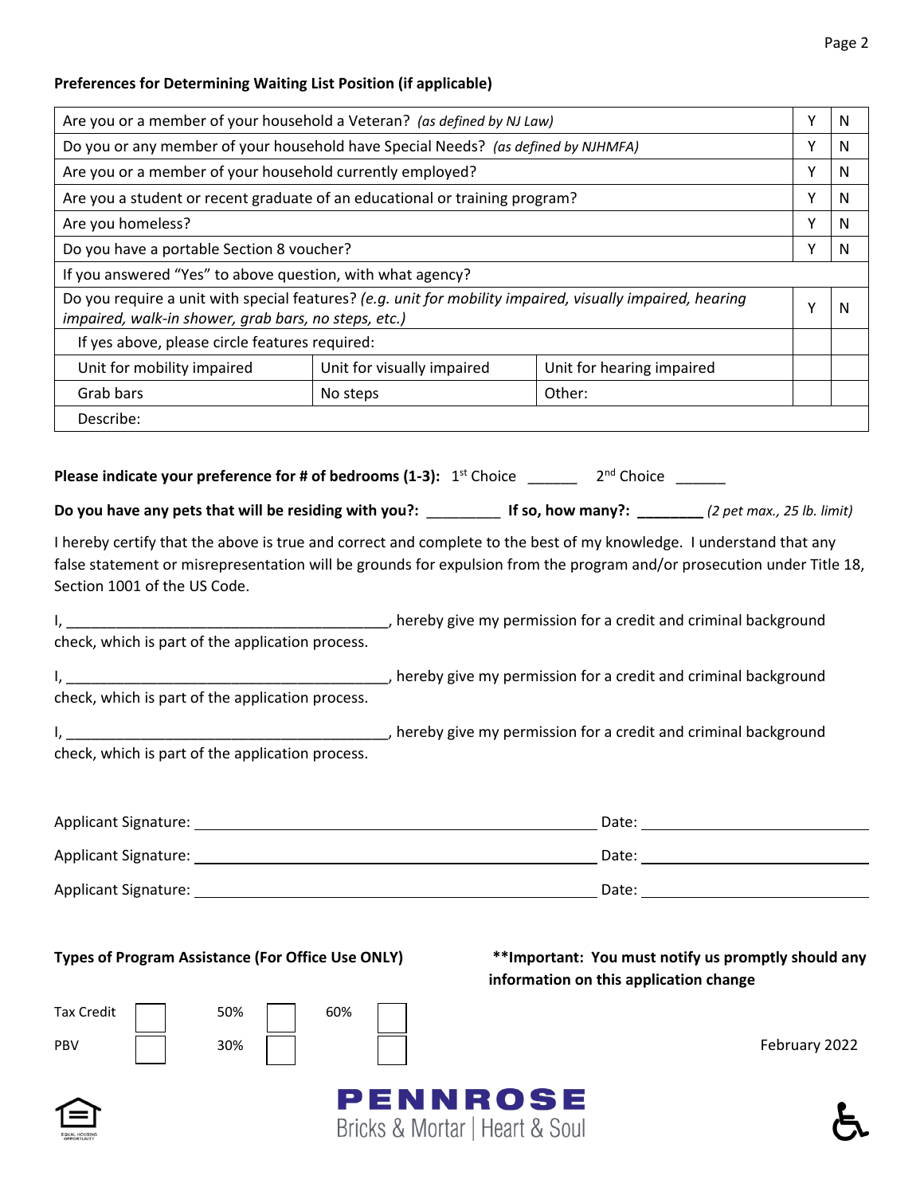**Preferences for Determining Waiting List Position (if applicable)**

| | | | | |
|---|---|---|---|---|
| Are you or a member of your household a Veteran? *(as defined by NJ Law)* | | | Y | N |
| Do you or any member of your household have Special Needs? *(as defined by NJHMFA)* | | | Y | N |
| Are you or a member of your household currently employed? | | | Y | N |
| Are you a student or recent graduate of an educational or training program? | | | Y | N |
| Are you homeless? | | | Y | N |
| Do you have a portable Section 8 voucher? | | | Y | N |
| If you answered "Yes" to above question, with what agency? | | | | |
| Do you require a unit with special features? *(e.g. unit for mobility impaired, visually impaired, hearing impaired, walk-in shower, grab bars, no steps, etc.)* | | | Y | N |
| If yes above, please circle features required: | | | | |
| Unit for mobility impaired | Unit for visually impaired | Unit for hearing impaired | | |
| Grab bars | No steps | Other: | | |
| Describe: | | | | |

**Please indicate your preference for # of bedrooms (1-3):** 1st Choice ______ 2nd Choice ______

**Do you have any pets that will be residing with you?:** _________ **If so, how many?: ________** *(2 pet max., 25 lb. limit)*

I hereby certify that the above is true and correct and complete to the best of my knowledge. I understand that any false statement or misrepresentation will be grounds for expulsion from the program and/or prosecution under Title 18, Section 1001 of the US Code.

I, ________________________________________, hereby give my permission for a credit and criminal background check, which is part of the application process.

I, ________________________________________, hereby give my permission for a credit and criminal background check, which is part of the application process.

I, ________________________________________, hereby give my permission for a credit and criminal background check, which is part of the application process.

Applicant Signature: ________________________________________ Date: ____________________

Applicant Signature: ________________________________________ Date: ____________________

Applicant Signature: ________________________________________ Date: ____________________

**Types of Program Assistance (For Office Use ONLY)**

| | | | | | |
|---|---|---|---|---|---|
| Tax Credit | ☐ | 50% | ☐ | 60% | ☐ |
| PBV | ☐ | 30% | ☐ | | ☐ |

**\*\*Important: You must notify us promptly should any information on this application change**

February 2022

PENNROSE
Bricks & Mortar | Heart & Soul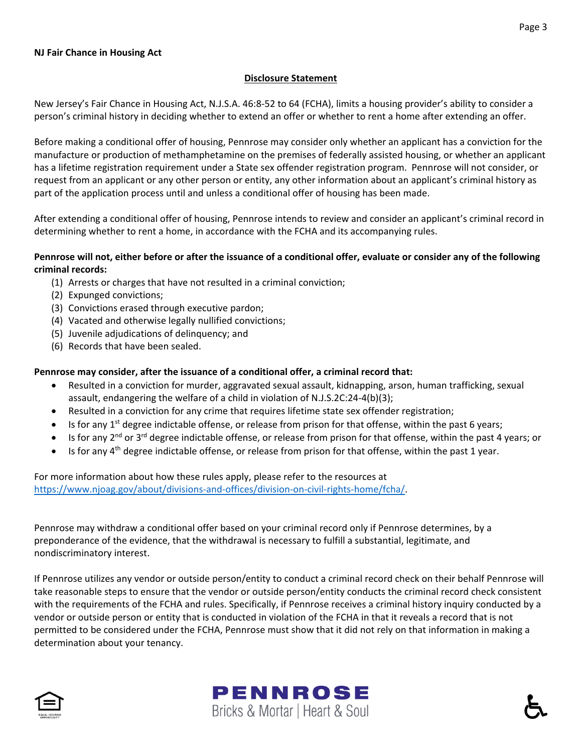**NJ Fair Chance in Housing Act**

## Disclosure Statement

New Jersey's Fair Chance in Housing Act, N.J.S.A. 46:8-52 to 64 (FCHA), limits a housing provider's ability to consider a person's criminal history in deciding whether to extend an offer or whether to rent a home after extending an offer.

Before making a conditional offer of housing, Pennrose may consider only whether an applicant has a conviction for the manufacture or production of methamphetamine on the premises of federally assisted housing, or whether an applicant has a lifetime registration requirement under a State sex offender registration program. Pennrose will not consider, or request from an applicant or any other person or entity, any other information about an applicant's criminal history as part of the application process until and unless a conditional offer of housing has been made.

After extending a conditional offer of housing, Pennrose intends to review and consider an applicant's criminal record in determining whether to rent a home, in accordance with the FCHA and its accompanying rules.

**Pennrose will not, either before or after the issuance of a conditional offer, evaluate or consider any of the following criminal records:**

1. Arrests or charges that have not resulted in a criminal conviction;
2. Expunged convictions;
3. Convictions erased through executive pardon;
4. Vacated and otherwise legally nullified convictions;
5. Juvenile adjudications of delinquency; and
6. Records that have been sealed.

**Pennrose may consider, after the issuance of a conditional offer, a criminal record that:**

- Resulted in a conviction for murder, aggravated sexual assault, kidnapping, arson, human trafficking, sexual assault, endangering the welfare of a child in violation of N.J.S.2C:24-4(b)(3);
- Resulted in a conviction for any crime that requires lifetime state sex offender registration;
- Is for any 1st degree indictable offense, or release from prison for that offense, within the past 6 years;
- Is for any 2nd or 3rd degree indictable offense, or release from prison for that offense, within the past 4 years; or
- Is for any 4th degree indictable offense, or release from prison for that offense, within the past 1 year.

For more information about how these rules apply, please refer to the resources at https://www.njoag.gov/about/divisions-and-offices/division-on-civil-rights-home/fcha/.

Pennrose may withdraw a conditional offer based on your criminal record only if Pennrose determines, by a preponderance of the evidence, that the withdrawal is necessary to fulfill a substantial, legitimate, and nondiscriminatory interest.

If Pennrose utilizes any vendor or outside person/entity to conduct a criminal record check on their behalf Pennrose will take reasonable steps to ensure that the vendor or outside person/entity conducts the criminal record check consistent with the requirements of the FCHA and rules. Specifically, if Pennrose receives a criminal history inquiry conducted by a vendor or outside person or entity that is conducted in violation of the FCHA in that it reveals a record that is not permitted to be considered under the FCHA, Pennrose must show that it did not rely on that information in making a determination about your tenancy.

PENNROSE
Bricks & Mortar | Heart & Soul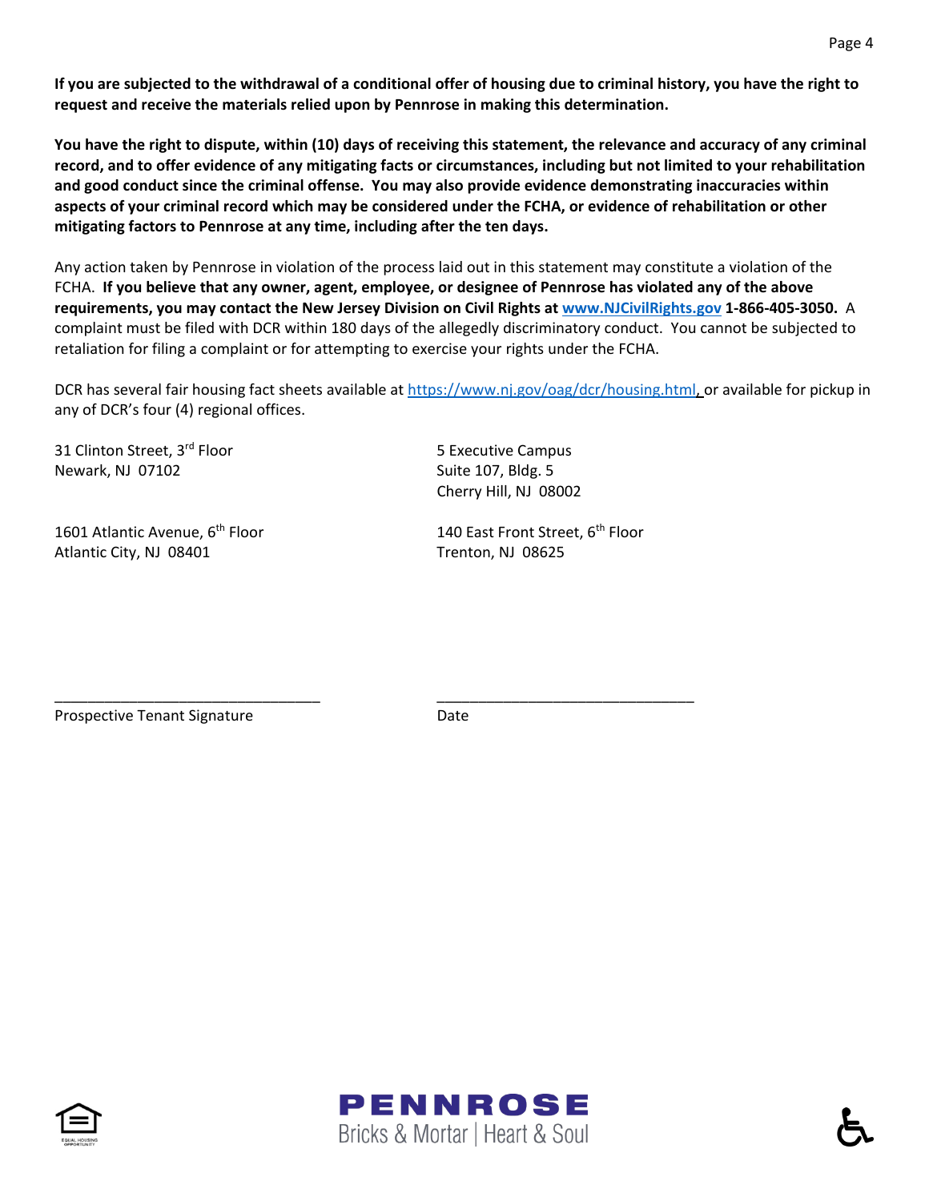**If you are subjected to the withdrawal of a conditional offer of housing due to criminal history, you have the right to request and receive the materials relied upon by Pennrose in making this determination.**

**You have the right to dispute, within (10) days of receiving this statement, the relevance and accuracy of any criminal record, and to offer evidence of any mitigating facts or circumstances, including but not limited to your rehabilitation and good conduct since the criminal offense. You may also provide evidence demonstrating inaccuracies within aspects of your criminal record which may be considered under the FCHA, or evidence of rehabilitation or other mitigating factors to Pennrose at any time, including after the ten days.**

Any action taken by Pennrose in violation of the process laid out in this statement may constitute a violation of the FCHA. **If you believe that any owner, agent, employee, or designee of Pennrose has violated any of the above requirements, you may contact the New Jersey Division on Civil Rights at [www.NJCivilRights.gov](http://www.NJCivilRights.gov) 1-866-405-3050.** A complaint must be filed with DCR within 180 days of the allegedly discriminatory conduct. You cannot be subjected to retaliation for filing a complaint or for attempting to exercise your rights under the FCHA.

DCR has several fair housing fact sheets available at [https://www.nj.gov/oag/dcr/housing.html](https://www.nj.gov/oag/dcr/housing.html), or available for pickup in any of DCR's four (4) regional offices.

31 Clinton Street, 3rd Floor
Newark, NJ 07102

5 Executive Campus
Suite 107, Bldg. 5
Cherry Hill, NJ 08002

1601 Atlantic Avenue, 6th Floor
Atlantic City, NJ 08401

140 East Front Street, 6th Floor
Trenton, NJ 08625

\_\_\_\_\_\_\_\_\_\_\_\_\_\_\_\_\_\_\_\_\_\_\_\_\_\_\_\_\_\_\_\_\_\_
Prospective Tenant Signature

\_\_\_\_\_\_\_\_\_\_\_\_\_\_\_\_\_\_\_\_\_\_\_\_\_\_\_\_\_\_\_\_\_\_
Date

PENNROSE
Bricks & Mortar | Heart & Soul